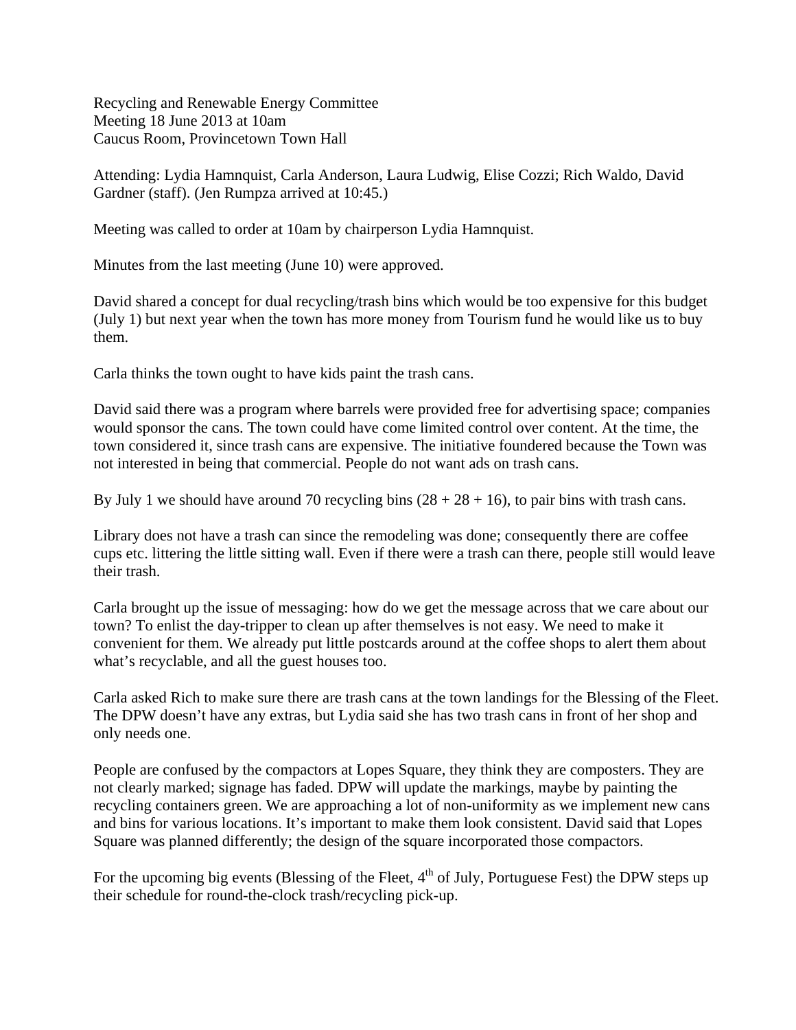Recycling and Renewable Energy Committee
Meeting 18 June 2013 at 10am
Caucus Room, Provincetown Town Hall

Attending: Lydia Hamnquist, Carla Anderson, Laura Ludwig, Elise Cozzi; Rich Waldo, David Gardner (staff). (Jen Rumpza arrived at 10:45.)

Meeting was called to order at 10am by chairperson Lydia Hamnquist.

Minutes from the last meeting (June 10) were approved.

David shared a concept for dual recycling/trash bins which would be too expensive for this budget (July 1) but next year when the town has more money from Tourism fund he would like us to buy them.

Carla thinks the town ought to have kids paint the trash cans.

David said there was a program where barrels were provided free for advertising space; companies would sponsor the cans. The town could have come limited control over content. At the time, the town considered it, since trash cans are expensive. The initiative foundered because the Town was not interested in being that commercial. People do not want ads on trash cans.

By July 1 we should have around 70 recycling bins (28 + 28 + 16), to pair bins with trash cans.

Library does not have a trash can since the remodeling was done; consequently there are coffee cups etc. littering the little sitting wall. Even if there were a trash can there, people still would leave their trash.

Carla brought up the issue of messaging: how do we get the message across that we care about our town? To enlist the day-tripper to clean up after themselves is not easy. We need to make it convenient for them. We already put little postcards around at the coffee shops to alert them about what's recyclable, and all the guest houses too.

Carla asked Rich to make sure there are trash cans at the town landings for the Blessing of the Fleet. The DPW doesn't have any extras, but Lydia said she has two trash cans in front of her shop and only needs one.

People are confused by the compactors at Lopes Square, they think they are composters. They are not clearly marked; signage has faded. DPW will update the markings, maybe by painting the recycling containers green. We are approaching a lot of non-uniformity as we implement new cans and bins for various locations. It's important to make them look consistent. David said that Lopes Square was planned differently; the design of the square incorporated those compactors.

For the upcoming big events (Blessing of the Fleet, 4th of July, Portuguese Fest) the DPW steps up their schedule for round-the-clock trash/recycling pick-up.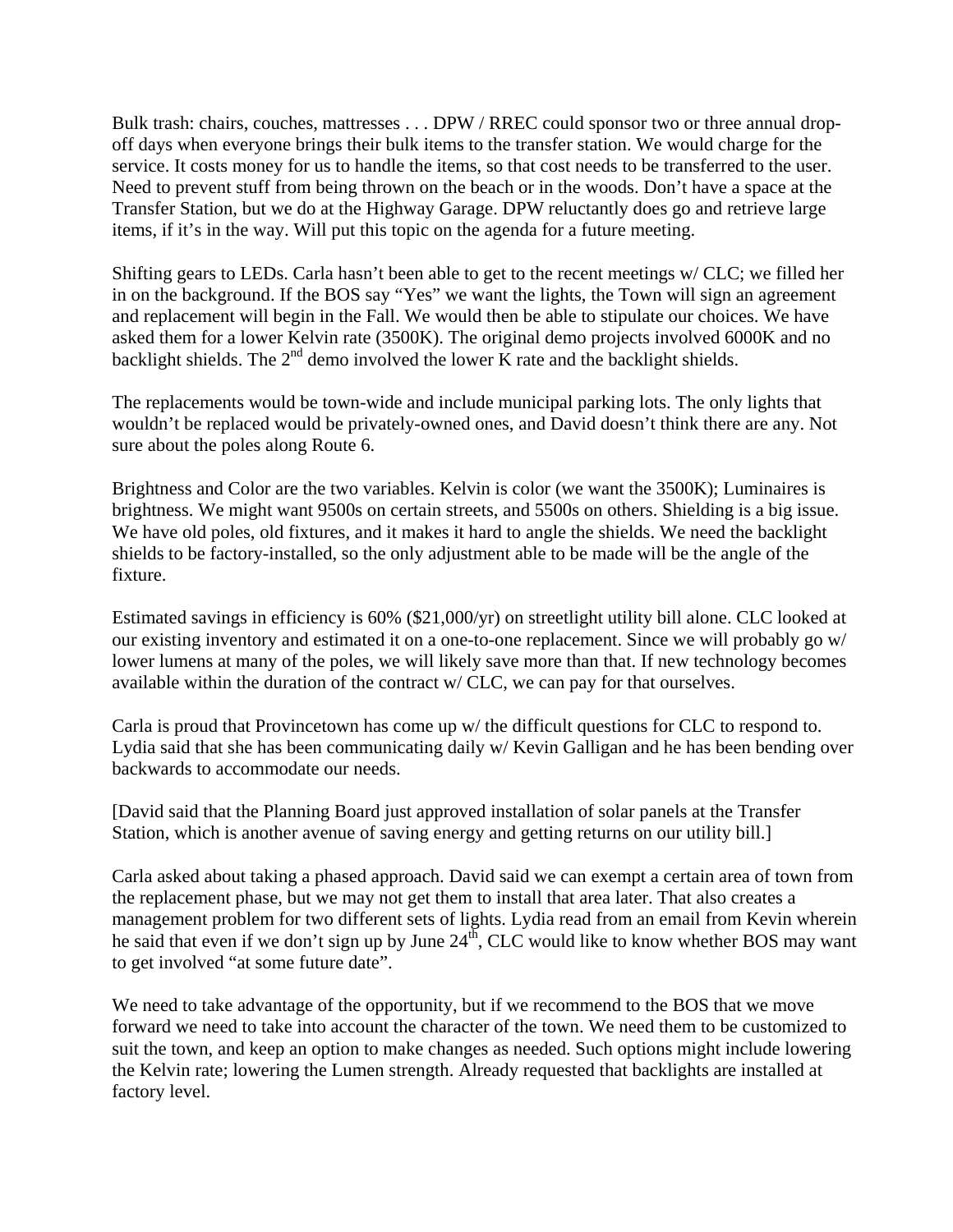Bulk trash: chairs, couches, mattresses . . . DPW / RREC could sponsor two or three annual drop-off days when everyone brings their bulk items to the transfer station. We would charge for the service. It costs money for us to handle the items, so that cost needs to be transferred to the user. Need to prevent stuff from being thrown on the beach or in the woods. Don't have a space at the Transfer Station, but we do at the Highway Garage. DPW reluctantly does go and retrieve large items, if it's in the way. Will put this topic on the agenda for a future meeting.

Shifting gears to LEDs. Carla hasn't been able to get to the recent meetings w/ CLC; we filled her in on the background. If the BOS say "Yes" we want the lights, the Town will sign an agreement and replacement will begin in the Fall. We would then be able to stipulate our choices. We have asked them for a lower Kelvin rate (3500K). The original demo projects involved 6000K and no backlight shields. The 2nd demo involved the lower K rate and the backlight shields.

The replacements would be town-wide and include municipal parking lots. The only lights that wouldn't be replaced would be privately-owned ones, and David doesn't think there are any. Not sure about the poles along Route 6.

Brightness and Color are the two variables. Kelvin is color (we want the 3500K); Luminaires is brightness. We might want 9500s on certain streets, and 5500s on others. Shielding is a big issue. We have old poles, old fixtures, and it makes it hard to angle the shields. We need the backlight shields to be factory-installed, so the only adjustment able to be made will be the angle of the fixture.

Estimated savings in efficiency is 60% ($21,000/yr) on streetlight utility bill alone. CLC looked at our existing inventory and estimated it on a one-to-one replacement. Since we will probably go w/ lower lumens at many of the poles, we will likely save more than that. If new technology becomes available within the duration of the contract w/ CLC, we can pay for that ourselves.

Carla is proud that Provincetown has come up w/ the difficult questions for CLC to respond to. Lydia said that she has been communicating daily w/ Kevin Galligan and he has been bending over backwards to accommodate our needs.

[David said that the Planning Board just approved installation of solar panels at the Transfer Station, which is another avenue of saving energy and getting returns on our utility bill.]

Carla asked about taking a phased approach. David said we can exempt a certain area of town from the replacement phase, but we may not get them to install that area later. That also creates a management problem for two different sets of lights. Lydia read from an email from Kevin wherein he said that even if we don't sign up by June 24th, CLC would like to know whether BOS may want to get involved "at some future date".

We need to take advantage of the opportunity, but if we recommend to the BOS that we move forward we need to take into account the character of the town. We need them to be customized to suit the town, and keep an option to make changes as needed. Such options might include lowering the Kelvin rate; lowering the Lumen strength. Already requested that backlights are installed at factory level.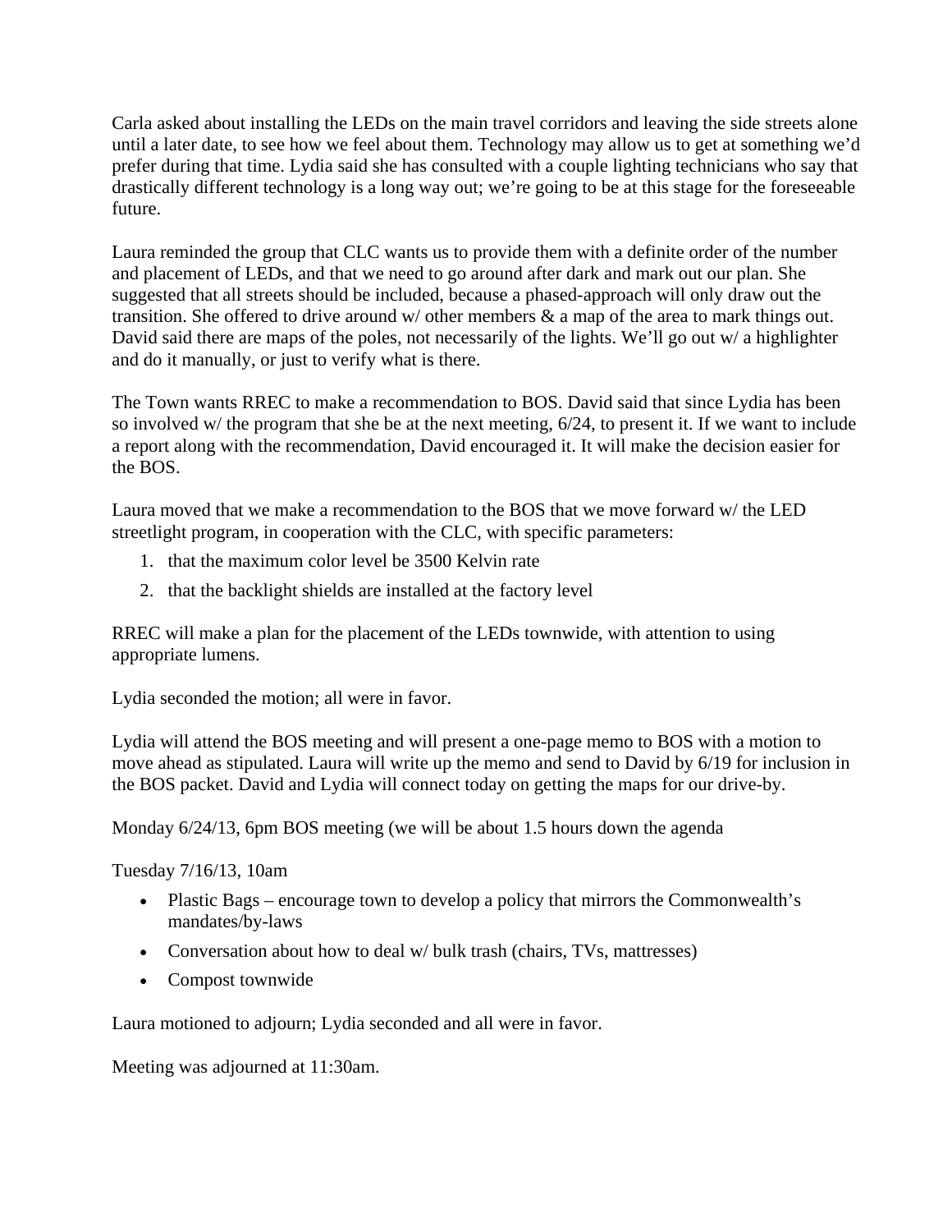Carla asked about installing the LEDs on the main travel corridors and leaving the side streets alone until a later date, to see how we feel about them. Technology may allow us to get at something we'd prefer during that time. Lydia said she has consulted with a couple lighting technicians who say that drastically different technology is a long way out; we're going to be at this stage for the foreseeable future.

Laura reminded the group that CLC wants us to provide them with a definite order of the number and placement of LEDs, and that we need to go around after dark and mark out our plan. She suggested that all streets should be included, because a phased-approach will only draw out the transition. She offered to drive around w/ other members & a map of the area to mark things out. David said there are maps of the poles, not necessarily of the lights. We'll go out w/ a highlighter and do it manually, or just to verify what is there.

The Town wants RREC to make a recommendation to BOS. David said that since Lydia has been so involved w/ the program that she be at the next meeting, 6/24, to present it. If we want to include a report along with the recommendation, David encouraged it. It will make the decision easier for the BOS.

Laura moved that we make a recommendation to the BOS that we move forward w/ the LED streetlight program, in cooperation with the CLC, with specific parameters:

1. that the maximum color level be 3500 Kelvin rate
2. that the backlight shields are installed at the factory level

RREC will make a plan for the placement of the LEDs townwide, with attention to using appropriate lumens.

Lydia seconded the motion; all were in favor.

Lydia will attend the BOS meeting and will present a one-page memo to BOS with a motion to move ahead as stipulated. Laura will write up the memo and send to David by 6/19 for inclusion in the BOS packet. David and Lydia will connect today on getting the maps for our drive-by.

Monday 6/24/13, 6pm BOS meeting (we will be about 1.5 hours down the agenda

Tuesday 7/16/13, 10am

- Plastic Bags – encourage town to develop a policy that mirrors the Commonwealth's mandates/by-laws
- Conversation about how to deal w/ bulk trash (chairs, TVs, mattresses)
- Compost townwide

Laura motioned to adjourn; Lydia seconded and all were in favor.

Meeting was adjourned at 11:30am.